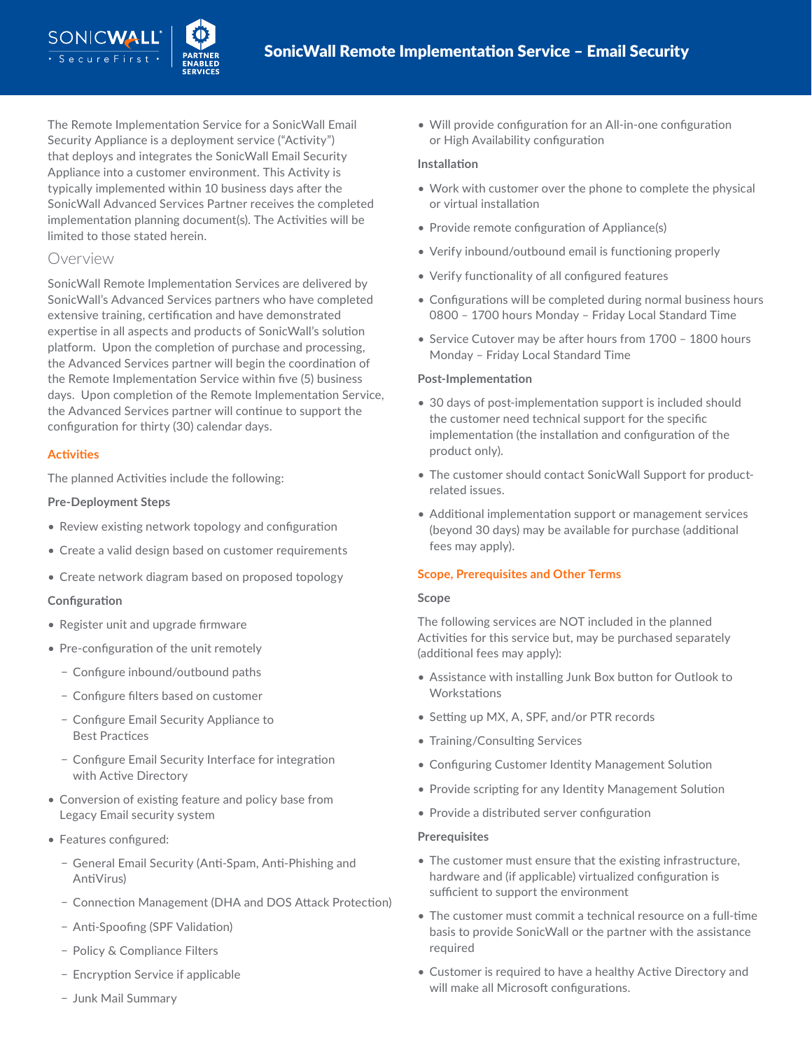# SonicWall Remote Implementation Service – Email Security

The Remote Implementation Service for a SonicWall Email Security Appliance is a deployment service ("Activity") that deploys and integrates the SonicWall Email Security Appliance into a customer environment. This Activity is typically implemented within 10 business days after the SonicWall Advanced Services Partner receives the completed implementation planning document(s). The Activities will be limited to those stated herein.

## Overview

SonicWall Remote Implementation Services are delivered by SonicWall's Advanced Services partners who have completed extensive training, certification and have demonstrated expertise in all aspects and products of SonicWall's solution platform. Upon the completion of purchase and processing, the Advanced Services partner will begin the coordination of the Remote Implementation Service within five (5) business days. Upon completion of the Remote Implementation Service, the Advanced Services partner will continue to support the configuration for thirty (30) calendar days.

### Activities

The planned Activities include the following:

**Pre-Deployment Steps**

- Review existing network topology and configuration
- Create a valid design based on customer requirements
- Create network diagram based on proposed topology

**Configuration**

- Register unit and upgrade firmware
- Pre-configuration of the unit remotely
  - Configure inbound/outbound paths
  - Configure filters based on customer
  - Configure Email Security Appliance to Best Practices
  - Configure Email Security Interface for integration with Active Directory
- Conversion of existing feature and policy base from Legacy Email security system
- Features configured:
  - General Email Security (Anti-Spam, Anti-Phishing and AntiVirus)
  - Connection Management (DHA and DOS Attack Protection)
  - Anti-Spoofing (SPF Validation)
  - Policy & Compliance Filters
  - Encryption Service if applicable
  - Junk Mail Summary
- Will provide configuration for an All-in-one configuration or High Availability configuration

**Installation**

- Work with customer over the phone to complete the physical or virtual installation
- Provide remote configuration of Appliance(s)
- Verify inbound/outbound email is functioning properly
- Verify functionality of all configured features
- Configurations will be completed during normal business hours 0800 – 1700 hours Monday – Friday Local Standard Time
- Service Cutover may be after hours from 1700 – 1800 hours Monday – Friday Local Standard Time

**Post-Implementation**

- 30 days of post-implementation support is included should the customer need technical support for the specific implementation (the installation and configuration of the product only).
- The customer should contact SonicWall Support for product-related issues.
- Additional implementation support or management services (beyond 30 days) may be available for purchase (additional fees may apply).

### Scope, Prerequisites and Other Terms

**Scope**

The following services are NOT included in the planned Activities for this service but, may be purchased separately (additional fees may apply):

- Assistance with installing Junk Box button for Outlook to Workstations
- Setting up MX, A, SPF, and/or PTR records
- Training/Consulting Services
- Configuring Customer Identity Management Solution
- Provide scripting for any Identity Management Solution
- Provide a distributed server configuration

**Prerequisites**

- The customer must ensure that the existing infrastructure, hardware and (if applicable) virtualized configuration is sufficient to support the environment
- The customer must commit a technical resource on a full-time basis to provide SonicWall or the partner with the assistance required
- Customer is required to have a healthy Active Directory and will make all Microsoft configurations.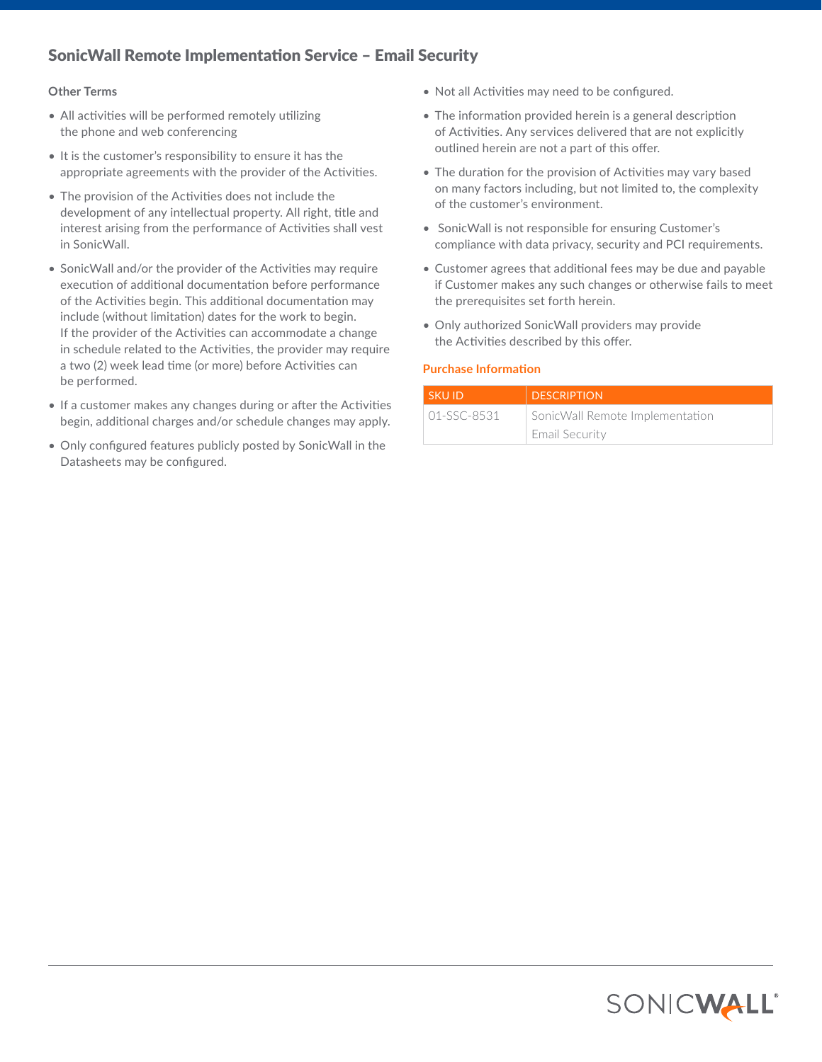## SonicWall Remote Implementation Service – Email Security

**Other Terms**

- All activities will be performed remotely utilizing the phone and web conferencing
- It is the customer's responsibility to ensure it has the appropriate agreements with the provider of the Activities.
- The provision of the Activities does not include the development of any intellectual property. All right, title and interest arising from the performance of Activities shall vest in SonicWall.
- SonicWall and/or the provider of the Activities may require execution of additional documentation before performance of the Activities begin. This additional documentation may include (without limitation) dates for the work to begin. If the provider of the Activities can accommodate a change in schedule related to the Activities, the provider may require a two (2) week lead time (or more) before Activities can be performed.
- If a customer makes any changes during or after the Activities begin, additional charges and/or schedule changes may apply.
- Only configured features publicly posted by SonicWall in the Datasheets may be configured.
- Not all Activities may need to be configured.
- The information provided herein is a general description of Activities. Any services delivered that are not explicitly outlined herein are not a part of this offer.
- The duration for the provision of Activities may vary based on many factors including, but not limited to, the complexity of the customer's environment.
- SonicWall is not responsible for ensuring Customer's compliance with data privacy, security and PCI requirements.
- Customer agrees that additional fees may be due and payable if Customer makes any such changes or otherwise fails to meet the prerequisites set forth herein.
- Only authorized SonicWall providers may provide the Activities described by this offer.

**Purchase Information**

| SKU ID | DESCRIPTION |
|---|---|
| 01-SSC-8531 | SonicWall Remote Implementation Email Security |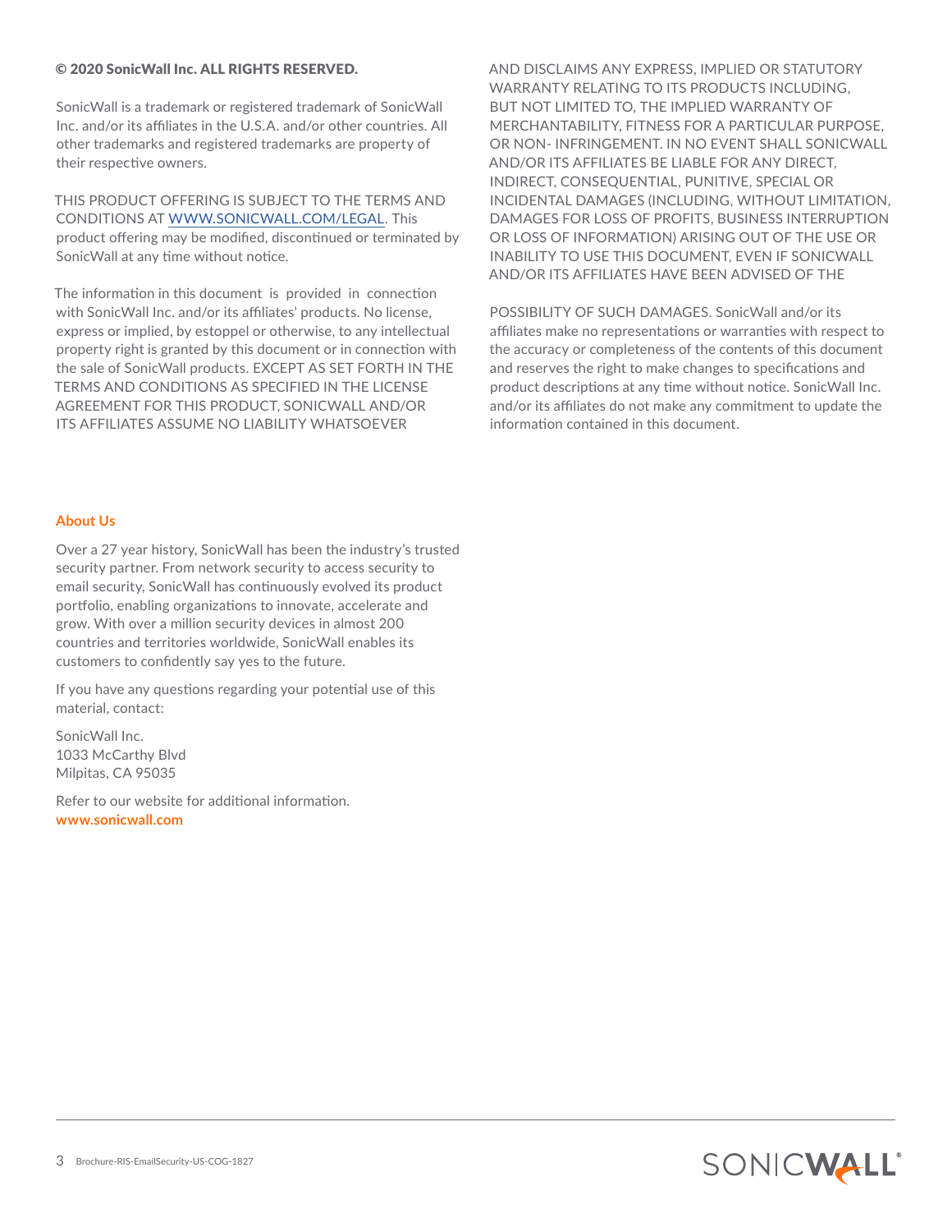**© 2020 SonicWall Inc. ALL RIGHTS RESERVED.**

SonicWall is a trademark or registered trademark of SonicWall Inc. and/or its affiliates in the U.S.A. and/or other countries. All other trademarks and registered trademarks are property of their respective owners.

THIS PRODUCT OFFERING IS SUBJECT TO THE TERMS AND CONDITIONS AT WWW.SONICWALL.COM/LEGAL. This product offering may be modified, discontinued or terminated by SonicWall at any time without notice.

The information in this document is provided in connection with SonicWall Inc. and/or its affiliates' products. No license, express or implied, by estoppel or otherwise, to any intellectual property right is granted by this document or in connection with the sale of SonicWall products. EXCEPT AS SET FORTH IN THE TERMS AND CONDITIONS AS SPECIFIED IN THE LICENSE AGREEMENT FOR THIS PRODUCT, SONICWALL AND/OR ITS AFFILIATES ASSUME NO LIABILITY WHATSOEVER AND DISCLAIMS ANY EXPRESS, IMPLIED OR STATUTORY WARRANTY RELATING TO ITS PRODUCTS INCLUDING, BUT NOT LIMITED TO, THE IMPLIED WARRANTY OF MERCHANTABILITY, FITNESS FOR A PARTICULAR PURPOSE, OR NON- INFRINGEMENT. IN NO EVENT SHALL SONICWALL AND/OR ITS AFFILIATES BE LIABLE FOR ANY DIRECT, INDIRECT, CONSEQUENTIAL, PUNITIVE, SPECIAL OR INCIDENTAL DAMAGES (INCLUDING, WITHOUT LIMITATION, DAMAGES FOR LOSS OF PROFITS, BUSINESS INTERRUPTION OR LOSS OF INFORMATION) ARISING OUT OF THE USE OR INABILITY TO USE THIS DOCUMENT, EVEN IF SONICWALL AND/OR ITS AFFILIATES HAVE BEEN ADVISED OF THE POSSIBILITY OF SUCH DAMAGES. SonicWall and/or its affiliates make no representations or warranties with respect to the accuracy or completeness of the contents of this document and reserves the right to make changes to specifications and product descriptions at any time without notice. SonicWall Inc. and/or its affiliates do not make any commitment to update the information contained in this document.

**About Us**

Over a 27 year history, SonicWall has been the industry's trusted security partner. From network security to access security to email security, SonicWall has continuously evolved its product portfolio, enabling organizations to innovate, accelerate and grow. With over a million security devices in almost 200 countries and territories worldwide, SonicWall enables its customers to confidently say yes to the future.

If you have any questions regarding your potential use of this material, contact:

SonicWall Inc.  
1033 McCarthy Blvd  
Milpitas, CA 95035

Refer to our website for additional information.  
**www.sonicwall.com**

Brochure-RIS-EmailSecurity-US-COG-1827